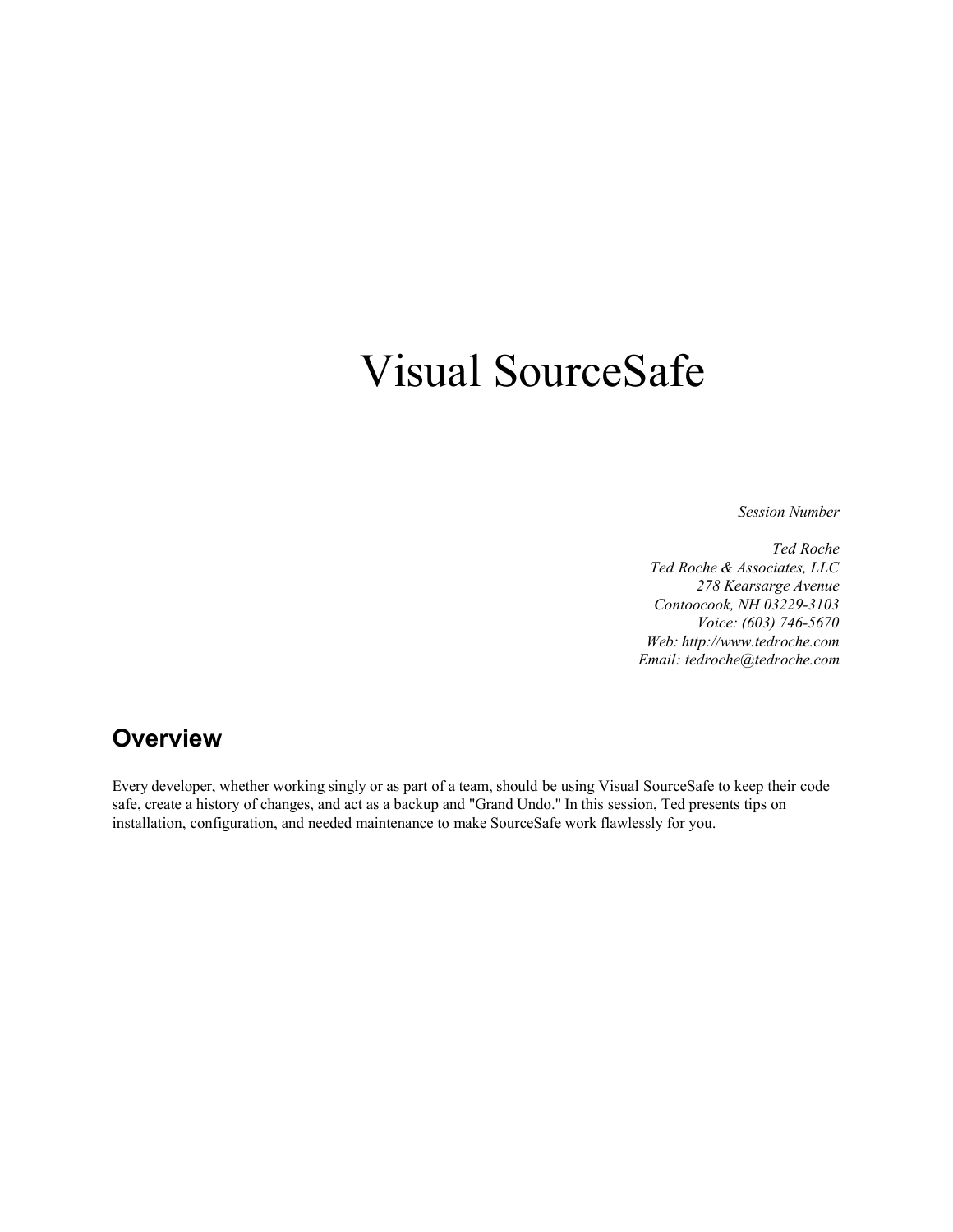# Visual SourceSafe

*Session Number*

*Ted Roche*
*Ted Roche & Associates, LLC*
*278 Kearsarge Avenue*
*Contoocook, NH 03229-3103*
*Voice: (603) 746-5670*
*Web: http://www.tedroche.com*
*Email: tedroche@tedroche.com*

## Overview

Every developer, whether working singly or as part of a team, should be using Visual SourceSafe to keep their code safe, create a history of changes, and act as a backup and "Grand Undo." In this session, Ted presents tips on installation, configuration, and needed maintenance to make SourceSafe work flawlessly for you.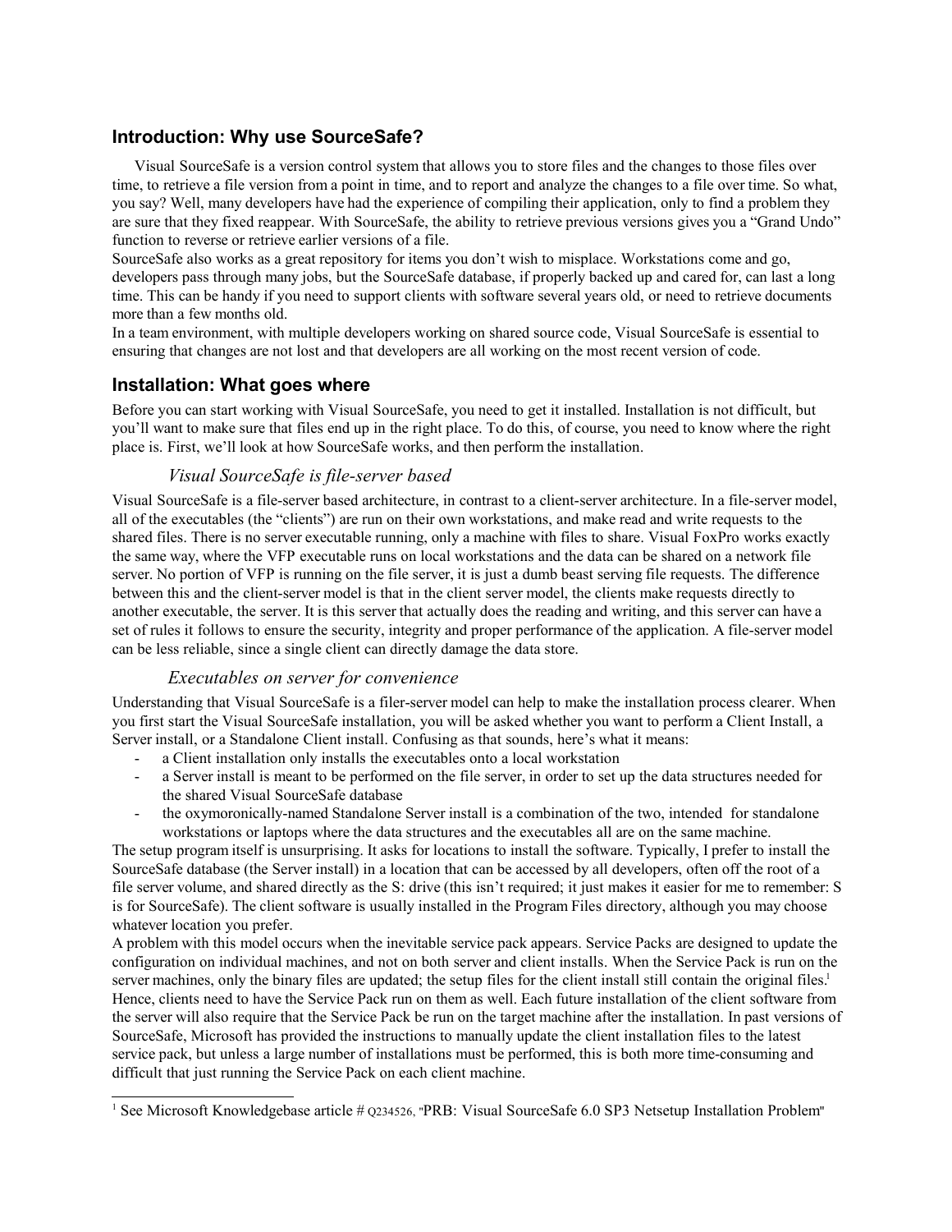## Introduction: Why use SourceSafe?

Visual SourceSafe is a version control system that allows you to store files and the changes to those files over time, to retrieve a file version from a point in time, and to report and analyze the changes to a file over time. So what, you say? Well, many developers have had the experience of compiling their application, only to find a problem they are sure that they fixed reappear. With SourceSafe, the ability to retrieve previous versions gives you a "Grand Undo" function to reverse or retrieve earlier versions of a file.

SourceSafe also works as a great repository for items you don't wish to misplace. Workstations come and go, developers pass through many jobs, but the SourceSafe database, if properly backed up and cared for, can last a long time. This can be handy if you need to support clients with software several years old, or need to retrieve documents more than a few months old.

In a team environment, with multiple developers working on shared source code, Visual SourceSafe is essential to ensuring that changes are not lost and that developers are all working on the most recent version of code.

## Installation: What goes where

Before you can start working with Visual SourceSafe, you need to get it installed. Installation is not difficult, but you'll want to make sure that files end up in the right place. To do this, of course, you need to know where the right place is. First, we'll look at how SourceSafe works, and then perform the installation.

### *Visual SourceSafe is file-server based*

Visual SourceSafe is a file-server based architecture, in contrast to a client-server architecture. In a file-server model, all of the executables (the "clients") are run on their own workstations, and make read and write requests to the shared files. There is no server executable running, only a machine with files to share. Visual FoxPro works exactly the same way, where the VFP executable runs on local workstations and the data can be shared on a network file server. No portion of VFP is running on the file server, it is just a dumb beast serving file requests. The difference between this and the client-server model is that in the client server model, the clients make requests directly to another executable, the server. It is this server that actually does the reading and writing, and this server can have a set of rules it follows to ensure the security, integrity and proper performance of the application. A file-server model can be less reliable, since a single client can directly damage the data store.

### *Executables on server for convenience*

Understanding that Visual SourceSafe is a filer-server model can help to make the installation process clearer. When you first start the Visual SourceSafe installation, you will be asked whether you want to perform a Client Install, a Server install, or a Standalone Client install. Confusing as that sounds, here's what it means:

- a Client installation only installs the executables onto a local workstation
- a Server install is meant to be performed on the file server, in order to set up the data structures needed for the shared Visual SourceSafe database
- the oxymoronically-named Standalone Server install is a combination of the two, intended for standalone workstations or laptops where the data structures and the executables all are on the same machine.

The setup program itself is unsurprising. It asks for locations to install the software. Typically, I prefer to install the SourceSafe database (the Server install) in a location that can be accessed by all developers, often off the root of a file server volume, and shared directly as the S: drive (this isn't required; it just makes it easier for me to remember: S is for SourceSafe). The client software is usually installed in the Program Files directory, although you may choose whatever location you prefer.

A problem with this model occurs when the inevitable service pack appears. Service Packs are designed to update the configuration on individual machines, and not on both server and client installs. When the Service Pack is run on the server machines, only the binary files are updated; the setup files for the client install still contain the original files.[1] Hence, clients need to have the Service Pack run on them as well. Each future installation of the client software from the server will also require that the Service Pack be run on the target machine after the installation. In past versions of SourceSafe, Microsoft has provided the instructions to manually update the client installation files to the latest service pack, but unless a large number of installations must be performed, this is both more time-consuming and difficult that just running the Service Pack on each client machine.

---

[1] See Microsoft Knowledgebase article # Q234526, "PRB: Visual SourceSafe 6.0 SP3 Netsetup Installation Problem"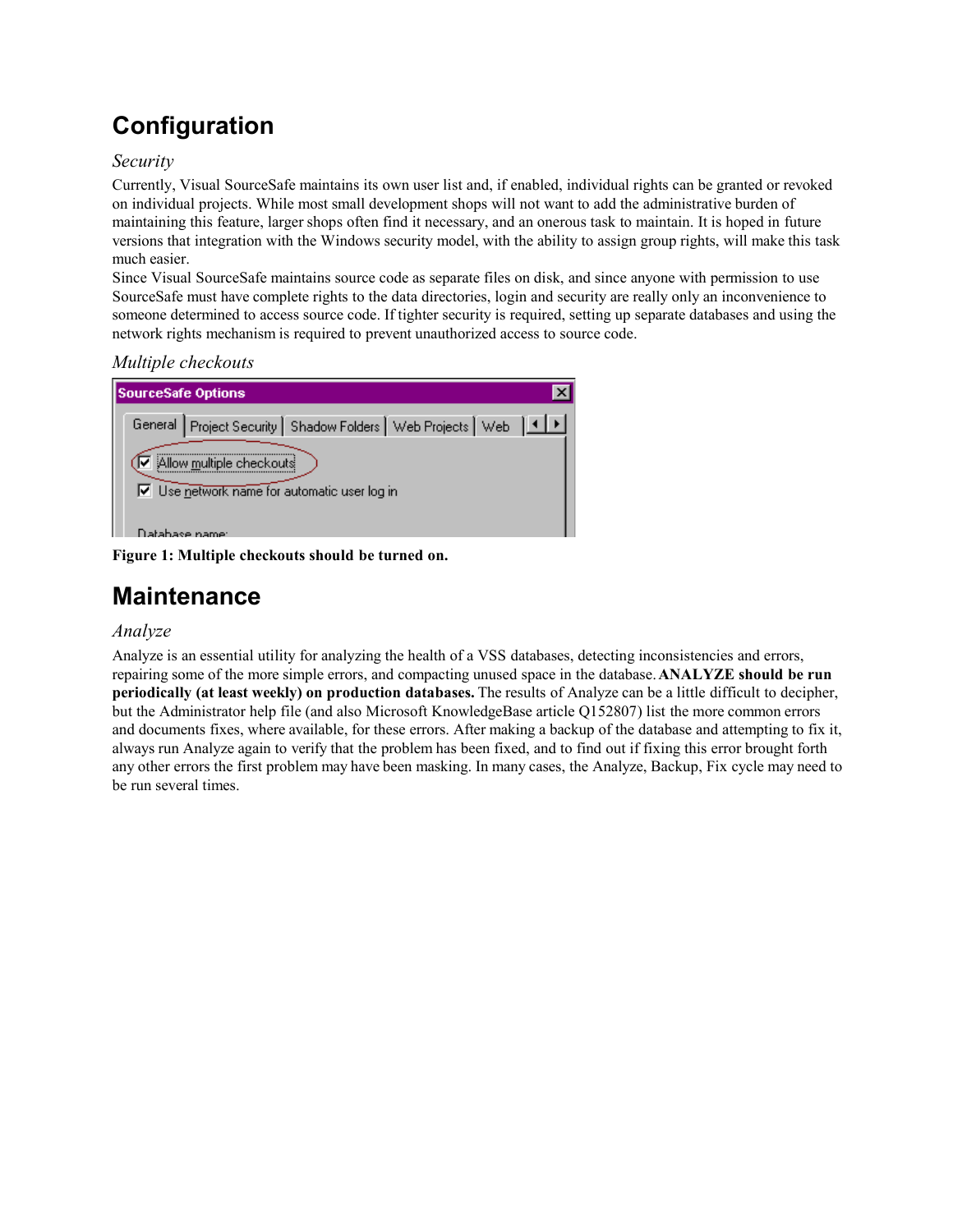# Configuration

### *Security*

Currently, Visual SourceSafe maintains its own user list and, if enabled, individual rights can be granted or revoked on individual projects. While most small development shops will not want to add the administrative burden of maintaining this feature, larger shops often find it necessary, and an onerous task to maintain. It is hoped in future versions that integration with the Windows security model, with the ability to assign group rights, will make this task much easier.

Since Visual SourceSafe maintains source code as separate files on disk, and since anyone with permission to use SourceSafe must have complete rights to the data directories, login and security are really only an inconvenience to someone determined to access source code. If tighter security is required, setting up separate databases and using the network rights mechanism is required to prevent unauthorized access to source code.

### *Multiple checkouts*

**Figure 1: Multiple checkouts should be turned on.**

# Maintenance

### *Analyze*

Analyze is an essential utility for analyzing the health of a VSS databases, detecting inconsistencies and errors, repairing some of the more simple errors, and compacting unused space in the database. **ANALYZE should be run periodically (at least weekly) on production databases.** The results of Analyze can be a little difficult to decipher, but the Administrator help file (and also Microsoft KnowledgeBase article Q152807) list the more common errors and documents fixes, where available, for these errors. After making a backup of the database and attempting to fix it, always run Analyze again to verify that the problem has been fixed, and to find out if fixing this error brought forth any other errors the first problem may have been masking. In many cases, the Analyze, Backup, Fix cycle may need to be run several times.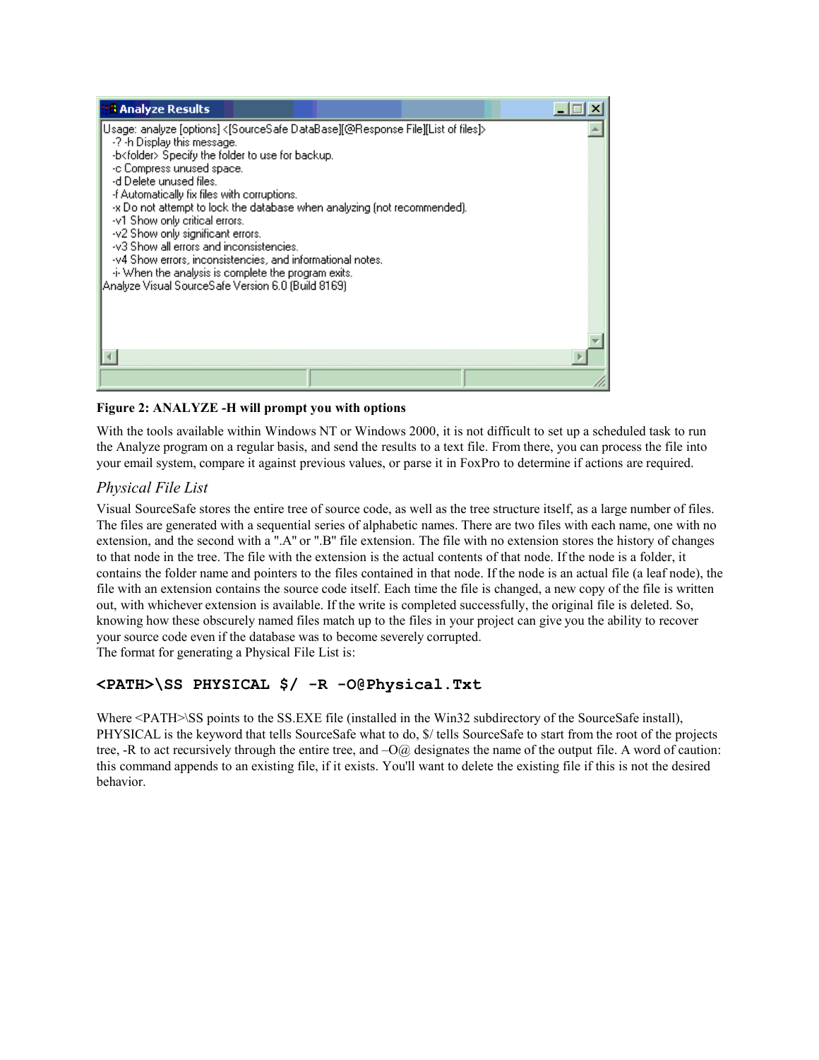```
Usage: analyze [options] <[SourceSafe DataBase][@Response File][List of files]>
  -? -h Display this message.
  -b<folder> Specify the folder to use for backup.
  -c Compress unused space.
  -d Delete unused files.
  -f Automatically fix files with corruptions.
  -x Do not attempt to lock the database when analyzing (not recommended).
  -v1 Show only critical errors.
  -v2 Show only significant errors.
  -v3 Show all errors and inconsistencies.
  -v4 Show errors, inconsistencies, and informational notes.
  -i- When the analysis is complete the program exits.
Analyze Visual SourceSafe Version 6.0 (Build 8169)
```

**Figure 2: ANALYZE -H will prompt you with options**

With the tools available within Windows NT or Windows 2000, it is not difficult to set up a scheduled task to run the Analyze program on a regular basis, and send the results to a text file. From there, you can process the file into your email system, compare it against previous values, or parse it in FoxPro to determine if actions are required.

### *Physical File List*

Visual SourceSafe stores the entire tree of source code, as well as the tree structure itself, as a large number of files. The files are generated with a sequential series of alphabetic names. There are two files with each name, one with no extension, and the second with a ".A" or ".B" file extension. The file with no extension stores the history of changes to that node in the tree. The file with the extension is the actual contents of that node. If the node is a folder, it contains the folder name and pointers to the files contained in that node. If the node is an actual file (a leaf node), the file with an extension contains the source code itself. Each time the file is changed, a new copy of the file is written out, with whichever extension is available. If the write is completed successfully, the original file is deleted. So, knowing how these obscurely named files match up to the files in your project can give you the ability to recover your source code even if the database was to become severely corrupted.
The format for generating a Physical File List is:

```
<PATH>\SS PHYSICAL $/ -R -O@Physical.Txt
```

Where <PATH>\SS points to the SS.EXE file (installed in the Win32 subdirectory of the SourceSafe install), PHYSICAL is the keyword that tells SourceSafe what to do, $/ tells SourceSafe to start from the root of the projects tree, -R to act recursively through the entire tree, and –O@ designates the name of the output file. A word of caution: this command appends to an existing file, if it exists. You'll want to delete the existing file if this is not the desired behavior.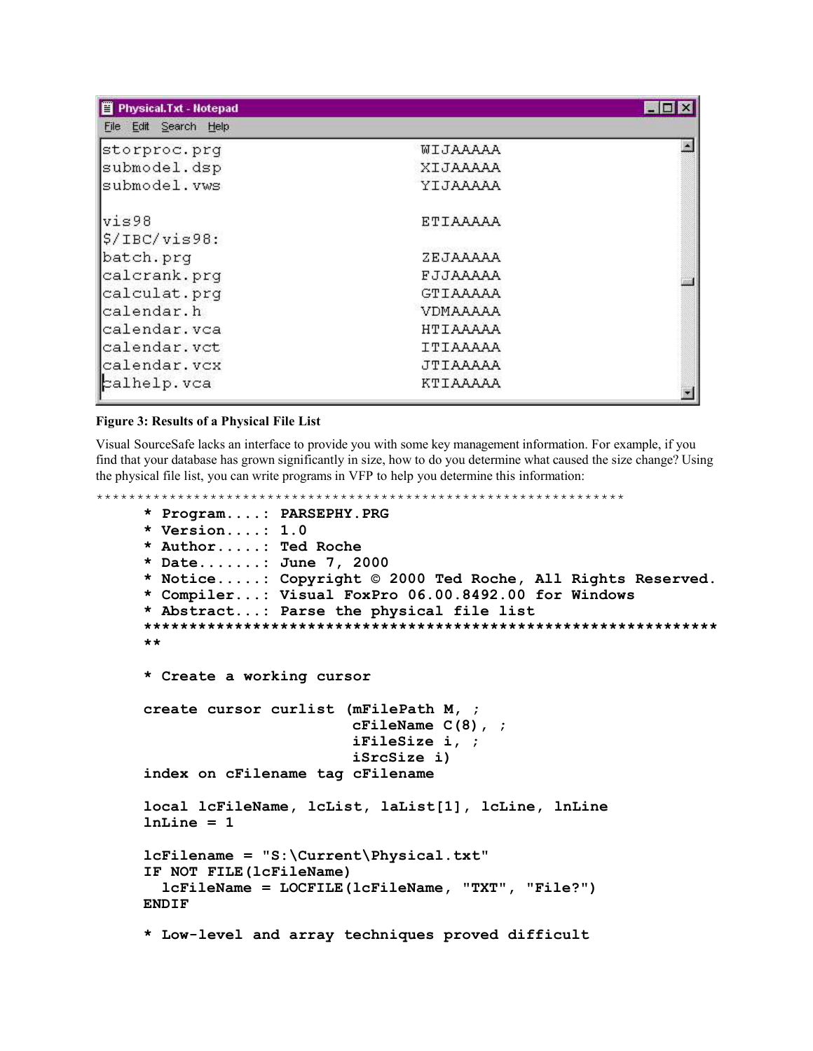```
storproc.prg                    WIJAAAAA
submodel.dsp                    XIJAAAAA
submodel.vws                    YIJAAAAA

vis98                           ETIAAAAA
$/IBC/vis98:
batch.prg                       ZEJAAAAA
calcrank.prg                    FJJAAAAA
calculat.prg                    GTIAAAAA
calendar.h                      VDMAAAAA
calendar.vca                    HTIAAAAA
calendar.vct                    ITIAAAAA
calendar.vcx                    JTIAAAAA
calhelp.vca                     KTIAAAAA
```

**Figure 3: Results of a Physical File List**

Visual SourceSafe lacks an interface to provide you with some key management information. For example, if you find that your database has grown significantly in size, how to do you determine what caused the size change? Using the physical file list, you can write programs in VFP to help you determine this information:

```
*****************************************************************
* Program....: PARSEPHY.PRG
* Version....: 1.0
* Author.....: Ted Roche
* Date.......: June 7, 2000
* Notice.....: Copyright © 2000 Ted Roche, All Rights Reserved.
* Compiler...: Visual FoxPro 06.00.8492.00 for Windows
* Abstract...: Parse the physical file list
*****************************************************************
**

* Create a working cursor

create cursor curlist (mFilePath M, ;
                       cFileName C(8), ;
                       iFileSize i, ;
                       iSrcSize i)
index on cFilename tag cFilename

local lcFileName, lcList, laList[1], lcLine, lnLine
lnLine = 1

lcFilename = "S:\Current\Physical.txt"
IF NOT FILE(lcFileName)
  lcFileName = LOCFILE(lcFileName, "TXT", "File?")
ENDIF

* Low-level and array techniques proved difficult
```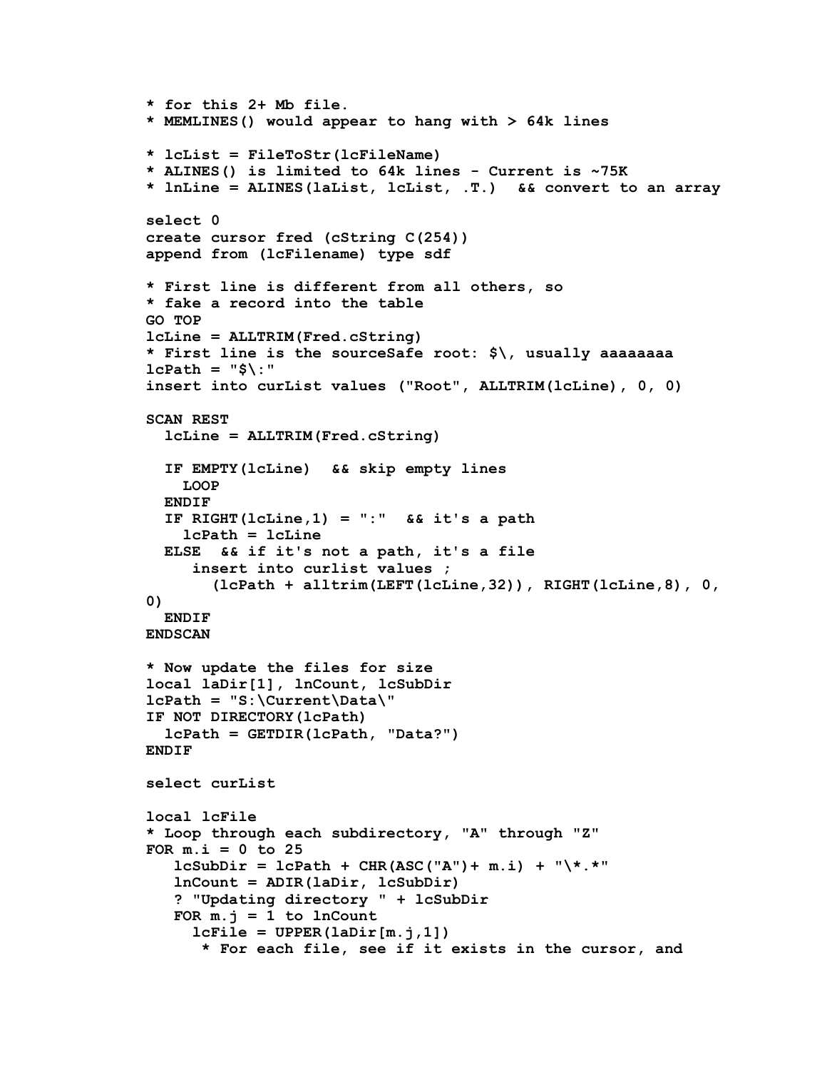```
* for this 2+ Mb file.
* MEMLINES() would appear to hang with > 64k lines

* lcList = FileToStr(lcFileName)
* ALINES() is limited to 64k lines - Current is ~75K
* lnLine = ALINES(laList, lcList, .T.)  && convert to an array

select 0
create cursor fred (cString C(254))
append from (lcFilename) type sdf

* First line is different from all others, so
* fake a record into the table
GO TOP
lcLine = ALLTRIM(Fred.cString)
* First line is the sourceSafe root: $\, usually aaaaaaaa
lcPath = "$\:"
insert into curList values ("Root", ALLTRIM(lcLine), 0, 0)

SCAN REST
  lcLine = ALLTRIM(Fred.cString)

  IF EMPTY(lcLine)  && skip empty lines
    LOOP
  ENDIF
  IF RIGHT(lcLine,1) = ":"  && it's a path
    lcPath = lcLine
  ELSE  && if it's not a path, it's a file
     insert into curlist values ;
       (lcPath + alltrim(LEFT(lcLine,32)), RIGHT(lcLine,8), 0,
0)
  ENDIF
ENDSCAN

* Now update the files for size
local laDir[1], lnCount, lcSubDir
lcPath = "S:\Current\Data\"
IF NOT DIRECTORY(lcPath)
  lcPath = GETDIR(lcPath, "Data?")
ENDIF

select curList

local lcFile
* Loop through each subdirectory, "A" through "Z"
FOR m.i = 0 to 25
   lcSubDir = lcPath + CHR(ASC("A")+ m.i) + "\*.*"
   lnCount = ADIR(laDir, lcSubDir)
   ? "Updating directory " + lcSubDir
   FOR m.j = 1 to lnCount
     lcFile = UPPER(laDir[m.j,1])
      * For each file, see if it exists in the cursor, and
```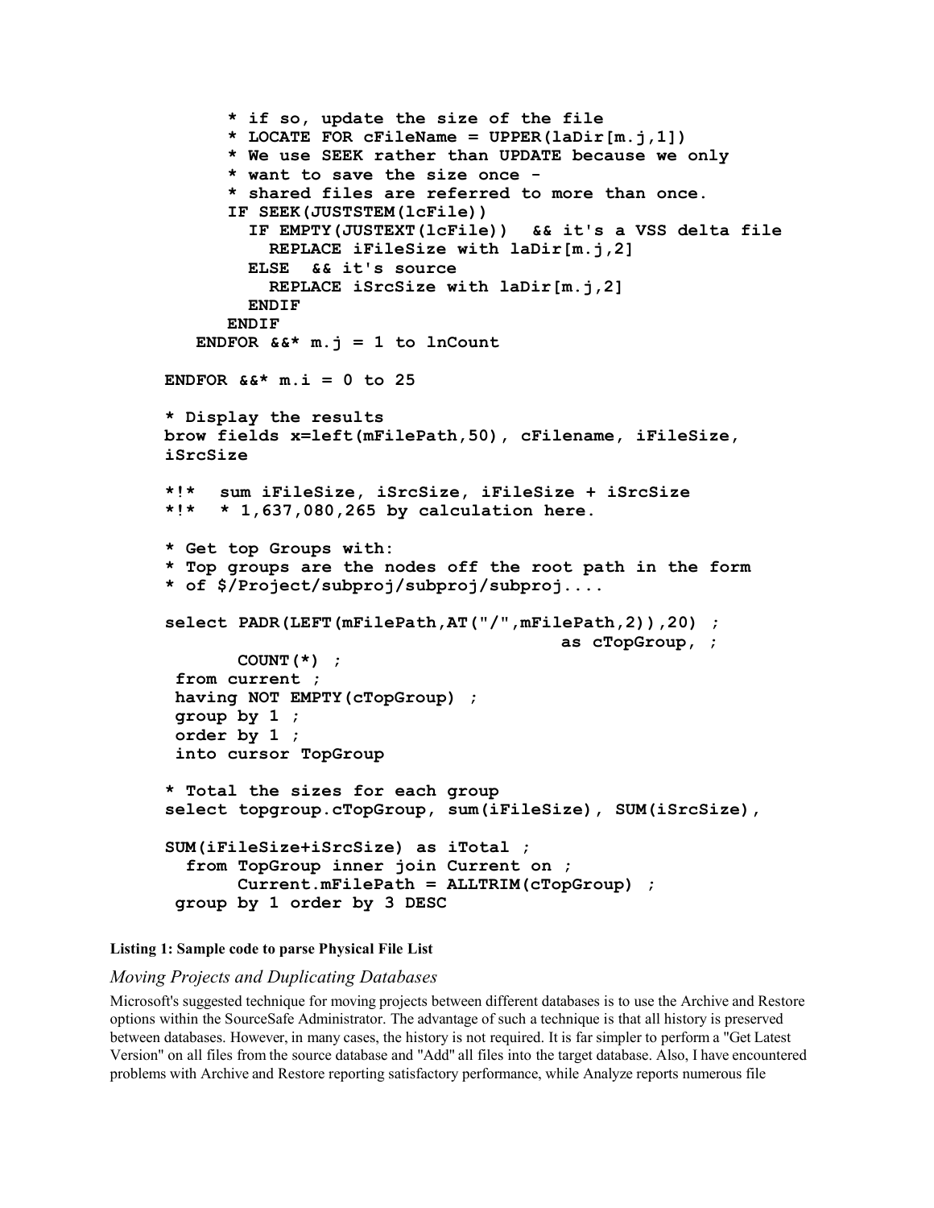```
        * if so, update the size of the file
        * LOCATE FOR cFileName = UPPER(laDir[m.j,1])
        * We use SEEK rather than UPDATE because we only
        * want to save the size once -
        * shared files are referred to more than once.
        IF SEEK(JUSTSTEM(lcFile))
          IF EMPTY(JUSTEXT(lcFile))  && it's a VSS delta file
            REPLACE iFileSize with laDir[m.j,2]
          ELSE  && it's source
            REPLACE iSrcSize with laDir[m.j,2]
          ENDIF
        ENDIF
    ENDFOR &&* m.j = 1 to lnCount

ENDFOR &&* m.i = 0 to 25

* Display the results
brow fields x=left(mFilePath,50), cFilename, iFileSize,
iSrcSize

*!*   sum iFileSize, iSrcSize, iFileSize + iSrcSize
*!*   * 1,637,080,265 by calculation here.

* Get top Groups with:
* Top groups are the nodes off the root path in the form
* of $/Project/subproj/subproj/subproj....

select PADR(LEFT(mFilePath,AT("/",mFilePath,2)),20) ;
                                        as cTopGroup, ;
       COUNT(*) ;
 from current ;
 having NOT EMPTY(cTopGroup) ;
 group by 1 ;
 order by 1 ;
 into cursor TopGroup

* Total the sizes for each group
select topgroup.cTopGroup, sum(iFileSize), SUM(iSrcSize),

SUM(iFileSize+iSrcSize) as iTotal ;
  from TopGroup inner join Current on ;
       Current.mFilePath = ALLTRIM(cTopGroup) ;
 group by 1 order by 3 DESC
```

**Listing 1: Sample code to parse Physical File List**

### *Moving Projects and Duplicating Databases*

Microsoft's suggested technique for moving projects between different databases is to use the Archive and Restore options within the SourceSafe Administrator. The advantage of such a technique is that all history is preserved between databases. However, in many cases, the history is not required. It is far simpler to perform a "Get Latest Version" on all files from the source database and "Add" all files into the target database. Also, I have encountered problems with Archive and Restore reporting satisfactory performance, while Analyze reports numerous file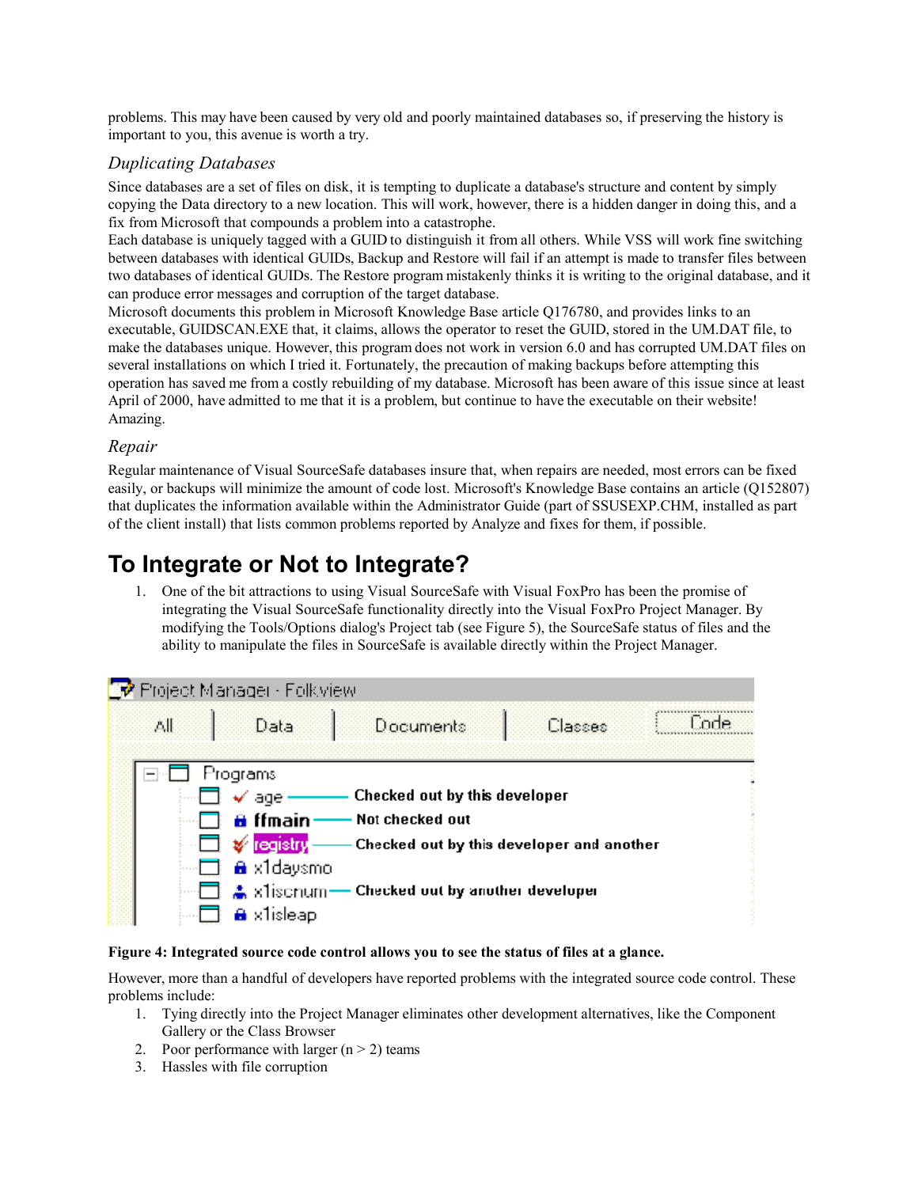problems. This may have been caused by very old and poorly maintained databases so, if preserving the history is important to you, this avenue is worth a try.

### *Duplicating Databases*

Since databases are a set of files on disk, it is tempting to duplicate a database's structure and content by simply copying the Data directory to a new location. This will work, however, there is a hidden danger in doing this, and a fix from Microsoft that compounds a problem into a catastrophe.

Each database is uniquely tagged with a GUID to distinguish it from all others. While VSS will work fine switching between databases with identical GUIDs, Backup and Restore will fail if an attempt is made to transfer files between two databases of identical GUIDs. The Restore program mistakenly thinks it is writing to the original database, and it can produce error messages and corruption of the target database.

Microsoft documents this problem in Microsoft Knowledge Base article Q176780, and provides links to an executable, GUIDSCAN.EXE that, it claims, allows the operator to reset the GUID, stored in the UM.DAT file, to make the databases unique. However, this program does not work in version 6.0 and has corrupted UM.DAT files on several installations on which I tried it. Fortunately, the precaution of making backups before attempting this operation has saved me from a costly rebuilding of my database. Microsoft has been aware of this issue since at least April of 2000, have admitted to me that it is a problem, but continue to have the executable on their website! Amazing.

### *Repair*

Regular maintenance of Visual SourceSafe databases insure that, when repairs are needed, most errors can be fixed easily, or backups will minimize the amount of code lost. Microsoft's Knowledge Base contains an article (Q152807) that duplicates the information available within the Administrator Guide (part of SSUSEXP.CHM, installed as part of the client install) that lists common problems reported by Analyze and fixes for them, if possible.

## To Integrate or Not to Integrate?

1. One of the bit attractions to using Visual SourceSafe with Visual FoxPro has been the promise of integrating the Visual SourceSafe functionality directly into the Visual FoxPro Project Manager. By modifying the Tools/Options dialog's Project tab (see Figure 5), the SourceSafe status of files and the ability to manipulate the files in SourceSafe is available directly within the Project Manager.

**Figure 4: Integrated source code control allows you to see the status of files at a glance.**

However, more than a handful of developers have reported problems with the integrated source code control. These problems include:

1. Tying directly into the Project Manager eliminates other development alternatives, like the Component Gallery or the Class Browser
2. Poor performance with larger (n > 2) teams
3. Hassles with file corruption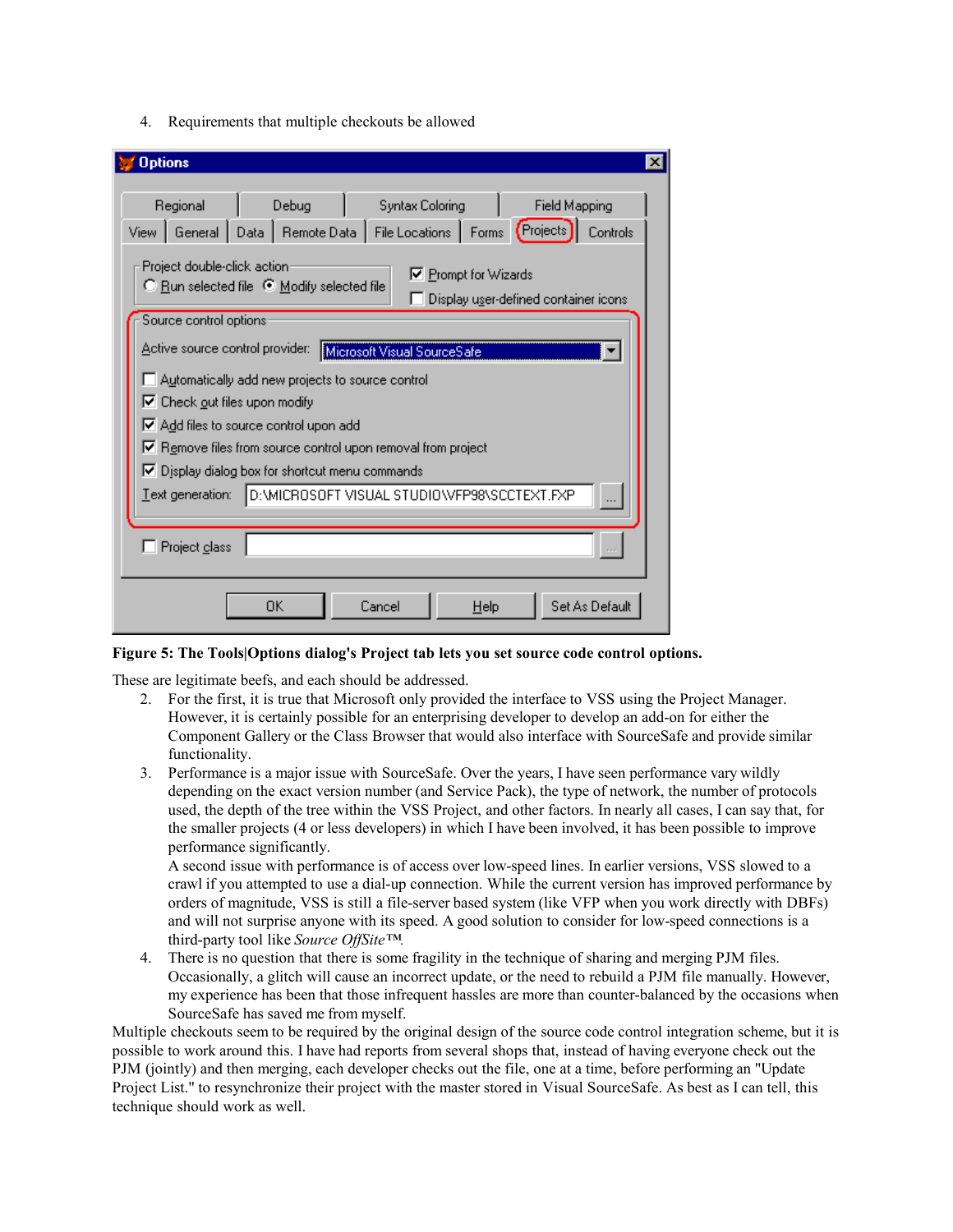4. Requirements that multiple checkouts be allowed

**Figure 5: The Tools|Options dialog's Project tab lets you set source code control options.**

These are legitimate beefs, and each should be addressed.

2. For the first, it is true that Microsoft only provided the interface to VSS using the Project Manager. However, it is certainly possible for an enterprising developer to develop an add-on for either the Component Gallery or the Class Browser that would also interface with SourceSafe and provide similar functionality.
3. Performance is a major issue with SourceSafe. Over the years, I have seen performance vary wildly depending on the exact version number (and Service Pack), the type of network, the number of protocols used, the depth of the tree within the VSS Project, and other factors. In nearly all cases, I can say that, for the smaller projects (4 or less developers) in which I have been involved, it has been possible to improve performance significantly.
   A second issue with performance is of access over low-speed lines. In earlier versions, VSS slowed to a crawl if you attempted to use a dial-up connection. While the current version has improved performance by orders of magnitude, VSS is still a file-server based system (like VFP when you work directly with DBFs) and will not surprise anyone with its speed. A good solution to consider for low-speed connections is a third-party tool like *Source OffSite™.*
4. There is no question that there is some fragility in the technique of sharing and merging PJM files. Occasionally, a glitch will cause an incorrect update, or the need to rebuild a PJM file manually. However, my experience has been that those infrequent hassles are more than counter-balanced by the occasions when SourceSafe has saved me from myself.

Multiple checkouts seem to be required by the original design of the source code control integration scheme, but it is possible to work around this. I have had reports from several shops that, instead of having everyone check out the PJM (jointly) and then merging, each developer checks out the file, one at a time, before performing an "Update Project List." to resynchronize their project with the master stored in Visual SourceSafe. As best as I can tell, this technique should work as well.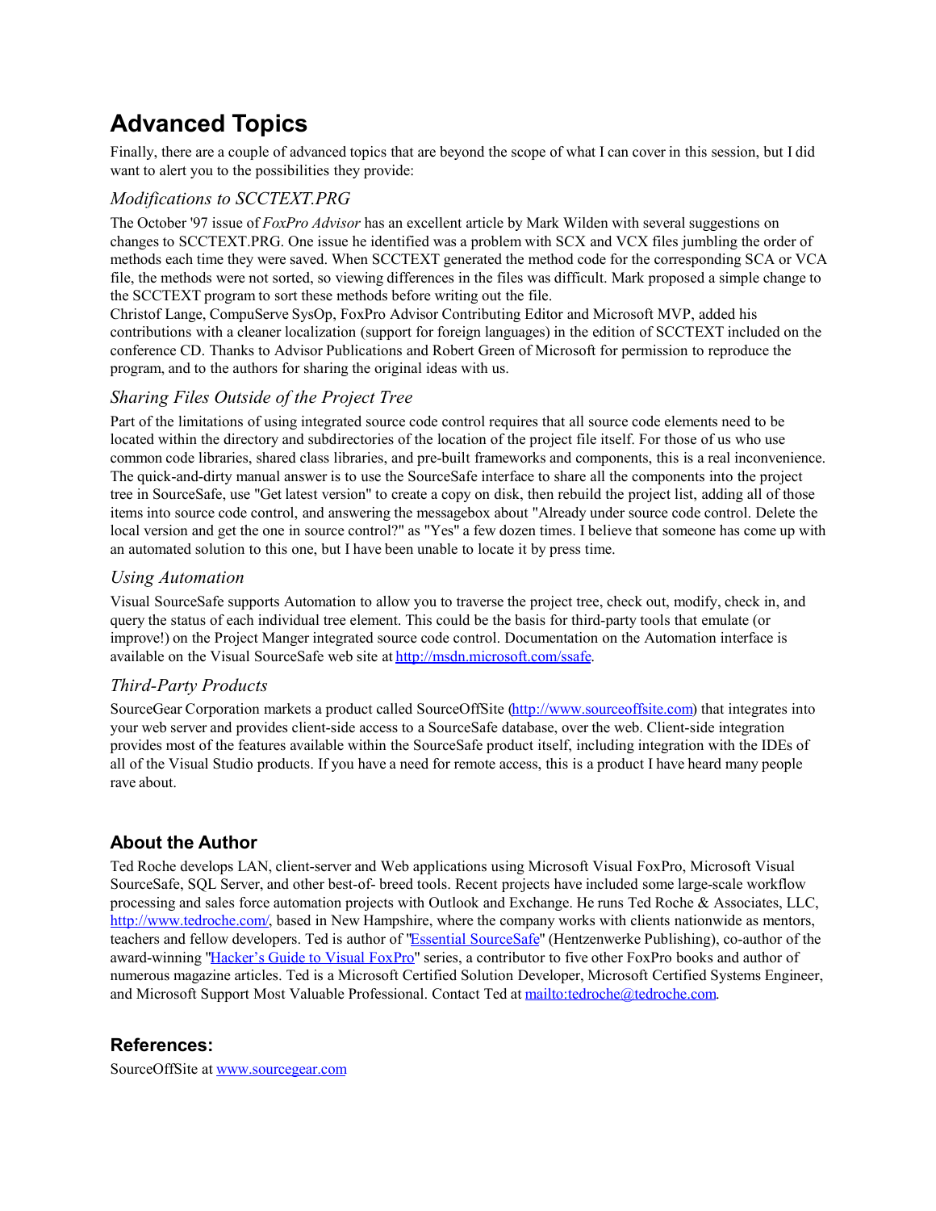# Advanced Topics

Finally, there are a couple of advanced topics that are beyond the scope of what I can cover in this session, but I did want to alert you to the possibilities they provide:

### *Modifications to SCCTEXT.PRG*

The October '97 issue of *FoxPro Advisor* has an excellent article by Mark Wilden with several suggestions on changes to SCCTEXT.PRG. One issue he identified was a problem with SCX and VCX files jumbling the order of methods each time they were saved. When SCCTEXT generated the method code for the corresponding SCA or VCA file, the methods were not sorted, so viewing differences in the files was difficult. Mark proposed a simple change to the SCCTEXT program to sort these methods before writing out the file.
Christof Lange, CompuServe SysOp, FoxPro Advisor Contributing Editor and Microsoft MVP, added his contributions with a cleaner localization (support for foreign languages) in the edition of SCCTEXT included on the conference CD. Thanks to Advisor Publications and Robert Green of Microsoft for permission to reproduce the program, and to the authors for sharing the original ideas with us.

### *Sharing Files Outside of the Project Tree*

Part of the limitations of using integrated source code control requires that all source code elements need to be located within the directory and subdirectories of the location of the project file itself. For those of us who use common code libraries, shared class libraries, and pre-built frameworks and components, this is a real inconvenience. The quick-and-dirty manual answer is to use the SourceSafe interface to share all the components into the project tree in SourceSafe, use "Get latest version" to create a copy on disk, then rebuild the project list, adding all of those items into source code control, and answering the messagebox about "Already under source code control. Delete the local version and get the one in source control?" as "Yes" a few dozen times. I believe that someone has come up with an automated solution to this one, but I have been unable to locate it by press time.

### *Using Automation*

Visual SourceSafe supports Automation to allow you to traverse the project tree, check out, modify, check in, and query the status of each individual tree element. This could be the basis for third-party tools that emulate (or improve!) on the Project Manger integrated source code control. Documentation on the Automation interface is available on the Visual SourceSafe web site at [http://msdn.microsoft.com/ssafe](http://msdn.microsoft.com/ssafe).

### *Third-Party Products*

SourceGear Corporation markets a product called SourceOffSite ([http://www.sourceoffsite.com](http://www.sourceoffsite.com)) that integrates into your web server and provides client-side access to a SourceSafe database, over the web. Client-side integration provides most of the features available within the SourceSafe product itself, including integration with the IDEs of all of the Visual Studio products. If you have a need for remote access, this is a product I have heard many people rave about.

## About the Author

Ted Roche develops LAN, client-server and Web applications using Microsoft Visual FoxPro, Microsoft Visual SourceSafe, SQL Server, and other best-of- breed tools. Recent projects have included some large-scale workflow processing and sales force automation projects with Outlook and Exchange. He runs Ted Roche & Associates, LLC, [http://www.tedroche.com/](http://www.tedroche.com/), based in New Hampshire, where the company works with clients nationwide as mentors, teachers and fellow developers. Ted is author of "[Essential SourceSafe]()" (Hentzenwerke Publishing), co-author of the award-winning "[Hacker's Guide to Visual FoxPro]()" series, a contributor to five other FoxPro books and author of numerous magazine articles. Ted is a Microsoft Certified Solution Developer, Microsoft Certified Systems Engineer, and Microsoft Support Most Valuable Professional. Contact Ted at [mailto:tedroche@tedroche.com](mailto:tedroche@tedroche.com).

## References:

SourceOffSite at [www.sourcegear.com](www.sourcegear.com)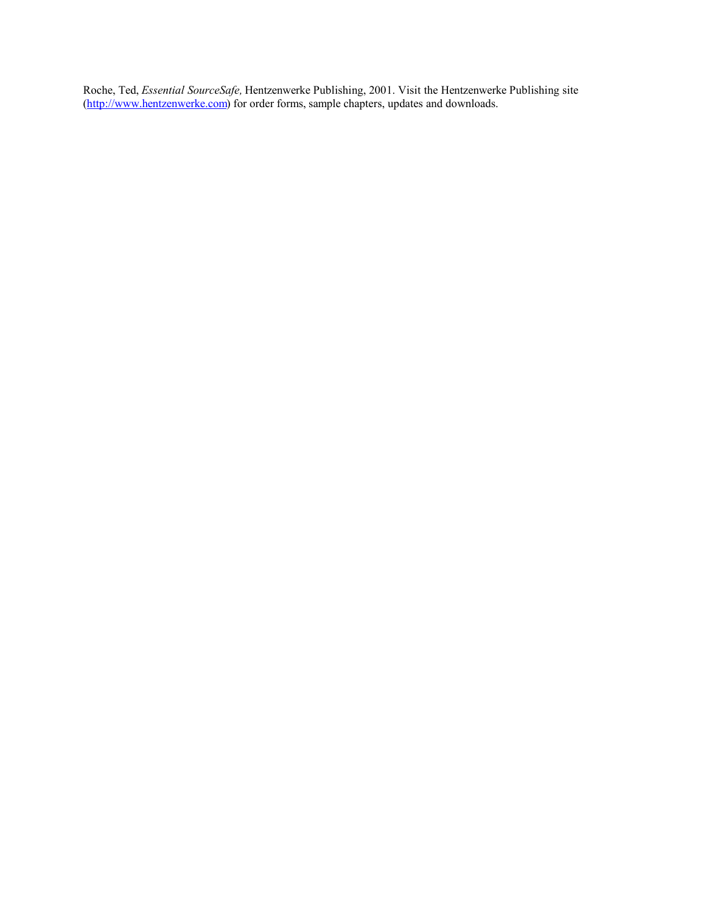Roche, Ted, *Essential SourceSafe,* Hentzenwerke Publishing, 2001. Visit the Hentzenwerke Publishing site (http://www.hentzenwerke.com) for order forms, sample chapters, updates and downloads.